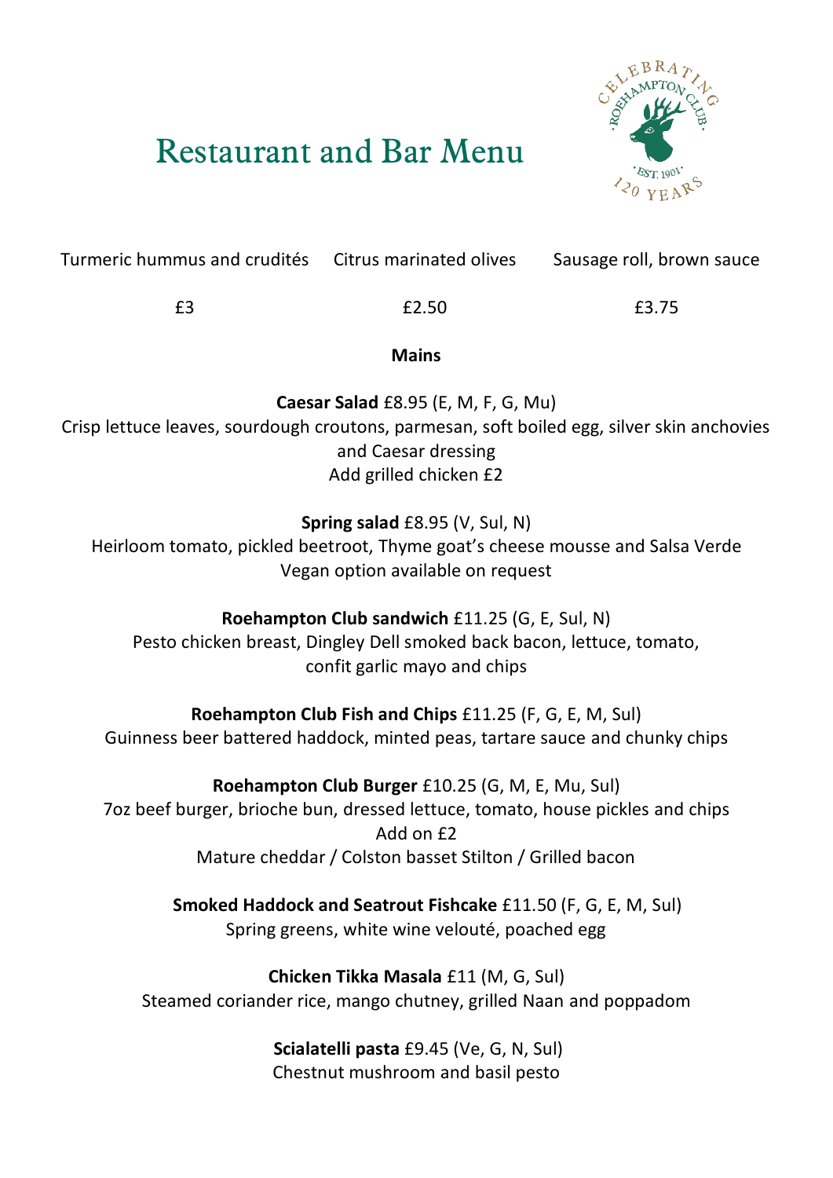# Restaurant and Bar Menu

CELEBRATING ROEHAMPTON CLUB · EST. 1901 · 120 YEARS

| Turmeric hummus and crudités | Citrus marinated olives | Sausage roll, brown sauce |
|---|---|---|
| £3 | £2.50 | £3.75 |

## Mains

**Caesar Salad** £8.95 (E, M, F, G, Mu)
Crisp lettuce leaves, sourdough croutons, parmesan, soft boiled egg, silver skin anchovies and Caesar dressing
Add grilled chicken £2

**Spring salad** £8.95 (V, Sul, N)
Heirloom tomato, pickled beetroot, Thyme goat's cheese mousse and Salsa Verde
Vegan option available on request

**Roehampton Club sandwich** £11.25 (G, E, Sul, N)
Pesto chicken breast, Dingley Dell smoked back bacon, lettuce, tomato, confit garlic mayo and chips

**Roehampton Club Fish and Chips** £11.25 (F, G, E, M, Sul)
Guinness beer battered haddock, minted peas, tartare sauce and chunky chips

**Roehampton Club Burger** £10.25 (G, M, E, Mu, Sul)
7oz beef burger, brioche bun, dressed lettuce, tomato, house pickles and chips
Add on £2
Mature cheddar / Colston basset Stilton / Grilled bacon

**Smoked Haddock and Seatrout Fishcake** £11.50 (F, G, E, M, Sul)
Spring greens, white wine velouté, poached egg

**Chicken Tikka Masala** £11 (M, G, Sul)
Steamed coriander rice, mango chutney, grilled Naan and poppadom

**Scialatelli pasta** £9.45 (Ve, G, N, Sul)
Chestnut mushroom and basil pesto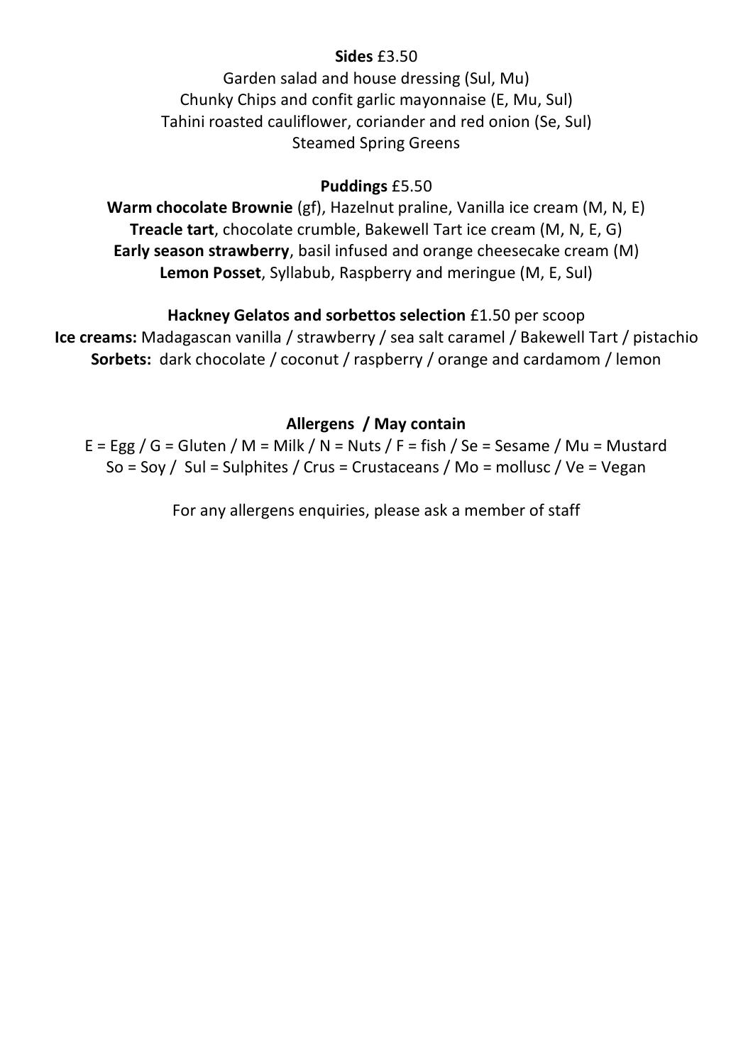**Sides** £3.50

Garden salad and house dressing (Sul, Mu)
Chunky Chips and confit garlic mayonnaise (E, Mu, Sul)
Tahini roasted cauliflower, coriander and red onion (Se, Sul)
Steamed Spring Greens

**Puddings** £5.50

**Warm chocolate Brownie** (gf), Hazelnut praline, Vanilla ice cream (M, N, E)
**Treacle tart**, chocolate crumble, Bakewell Tart ice cream (M, N, E, G)
**Early season strawberry**, basil infused and orange cheesecake cream (M)
**Lemon Posset**, Syllabub, Raspberry and meringue (M, E, Sul)

**Hackney Gelatos and sorbettos selection** £1.50 per scoop

**Ice creams:** Madagascan vanilla / strawberry / sea salt caramel / Bakewell Tart / pistachio
**Sorbets:** dark chocolate / coconut / raspberry / orange and cardamom / lemon

**Allergens / May contain**

E = Egg / G = Gluten / M = Milk / N = Nuts / F = fish / Se = Sesame / Mu = Mustard
So = Soy / Sul = Sulphites / Crus = Crustaceans / Mo = mollusc / Ve = Vegan

For any allergens enquiries, please ask a member of staff